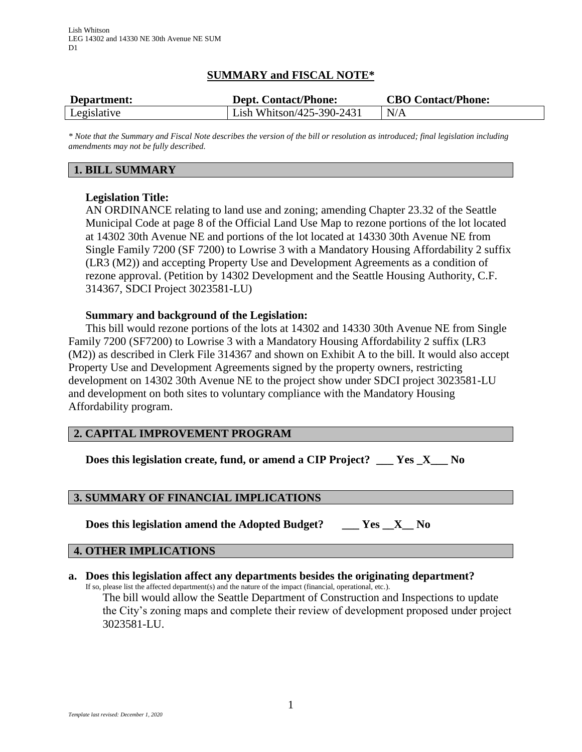Lish Whitson
LEG 14302 and 14330 NE 30th Avenue NE SUM
D1

# SUMMARY and FISCAL NOTE*

| Department: | Dept. Contact/Phone: | CBO Contact/Phone: |
| --- | --- | --- |
| Legislative | Lish Whitson/425-390-2431 | N/A |

*\* Note that the Summary and Fiscal Note describes the version of the bill or resolution as introduced; final legislation including amendments may not be fully described.*

## 1. BILL SUMMARY

**Legislation Title:**

AN ORDINANCE relating to land use and zoning; amending Chapter 23.32 of the Seattle Municipal Code at page 8 of the Official Land Use Map to rezone portions of the lot located at 14302 30th Avenue NE and portions of the lot located at 14330 30th Avenue NE from Single Family 7200 (SF 7200) to Lowrise 3 with a Mandatory Housing Affordability 2 suffix (LR3 (M2)) and accepting Property Use and Development Agreements as a condition of rezone approval. (Petition by 14302 Development and the Seattle Housing Authority, C.F. 314367, SDCI Project 3023581-LU)

**Summary and background of the Legislation:**

This bill would rezone portions of the lots at 14302 and 14330 30th Avenue NE from Single Family 7200 (SF7200) to Lowrise 3 with a Mandatory Housing Affordability 2 suffix (LR3 (M2)) as described in Clerk File 314367 and shown on Exhibit A to the bill. It would also accept Property Use and Development Agreements signed by the property owners, restricting development on 14302 30th Avenue NE to the project show under SDCI project 3023581-LU and development on both sites to voluntary compliance with the Mandatory Housing Affordability program.

## 2. CAPITAL IMPROVEMENT PROGRAM

**Does this legislation create, fund, or amend a CIP Project? \_\_\_ Yes \_X\_\_\_ No**

## 3. SUMMARY OF FINANCIAL IMPLICATIONS

**Does this legislation amend the Adopted Budget? \_\_\_ Yes \_\_X\_\_ No**

## 4. OTHER IMPLICATIONS

**a. Does this legislation affect any departments besides the originating department?**

If so, please list the affected department(s) and the nature of the impact (financial, operational, etc.).

The bill would allow the Seattle Department of Construction and Inspections to update the City's zoning maps and complete their review of development proposed under project 3023581-LU.

*Template last revised: December 1, 2020*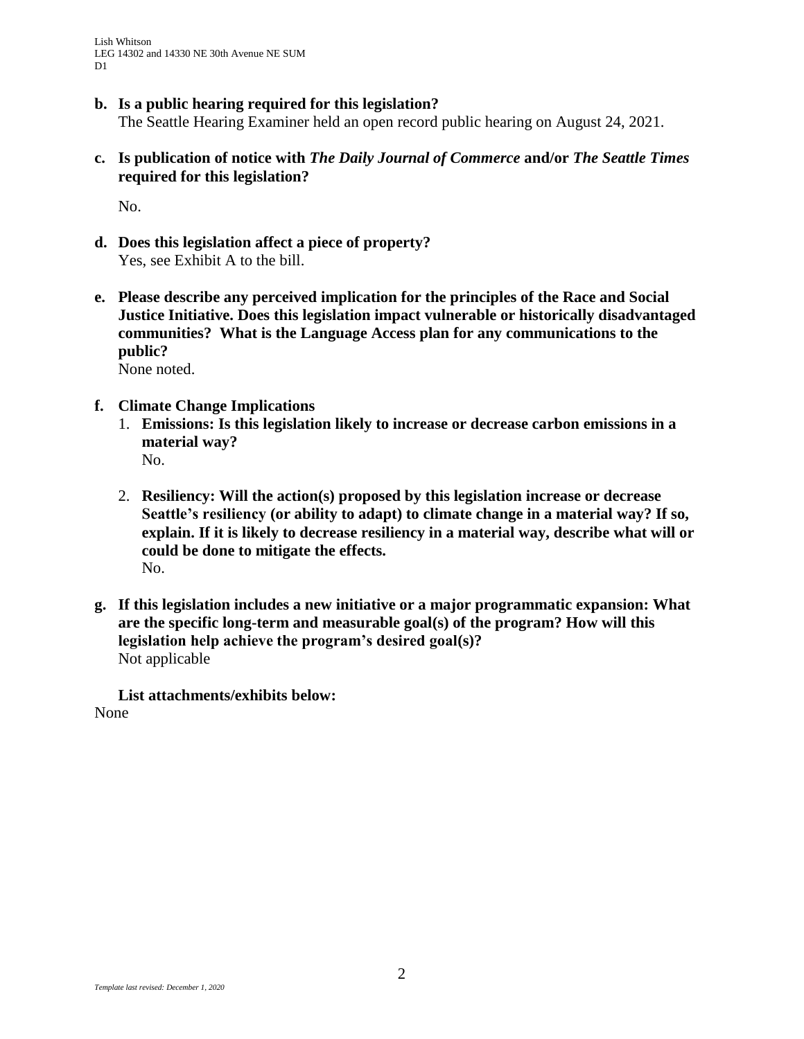**b. Is a public hearing required for this legislation?**
The Seattle Hearing Examiner held an open record public hearing on August 24, 2021.

**c. Is publication of notice with *The Daily Journal of Commerce* and/or *The Seattle Times* required for this legislation?**

No.

**d. Does this legislation affect a piece of property?**
Yes, see Exhibit A to the bill.

**e. Please describe any perceived implication for the principles of the Race and Social Justice Initiative. Does this legislation impact vulnerable or historically disadvantaged communities? What is the Language Access plan for any communications to the public?**
None noted.

**f. Climate Change Implications**

1. **Emissions: Is this legislation likely to increase or decrease carbon emissions in a material way?**
   No.

2. **Resiliency: Will the action(s) proposed by this legislation increase or decrease Seattle's resiliency (or ability to adapt) to climate change in a material way? If so, explain. If it is likely to decrease resiliency in a material way, describe what will or could be done to mitigate the effects.**
   No.

**g. If this legislation includes a new initiative or a major programmatic expansion: What are the specific long-term and measurable goal(s) of the program? How will this legislation help achieve the program's desired goal(s)?**
Not applicable

**List attachments/exhibits below:**

None